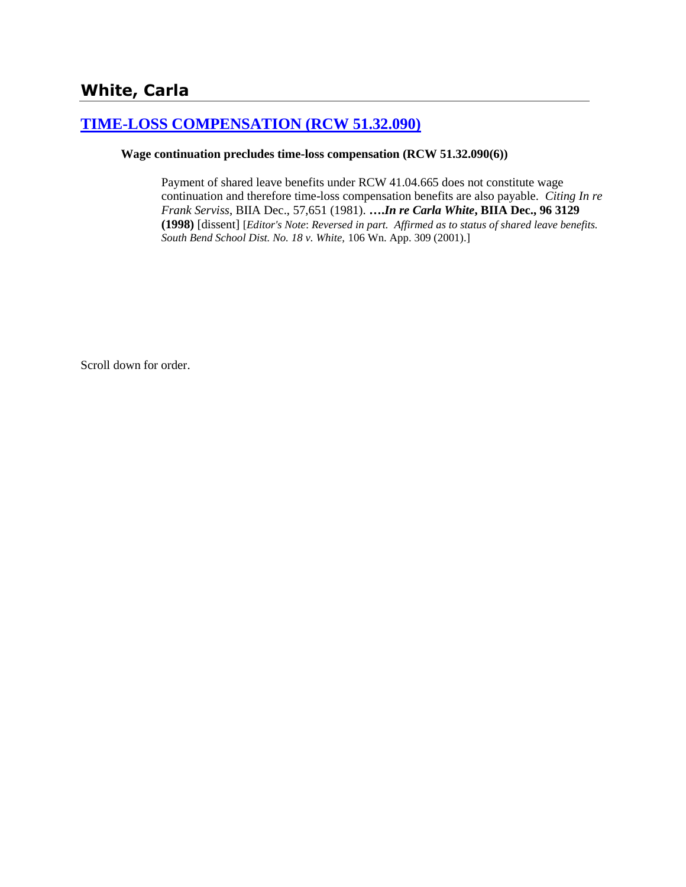## White, Carla

### [TIME-LOSS COMPENSATION (RCW 51.32.090)]

**Wage continuation precludes time-loss compensation (RCW 51.32.090(6))**

Payment of shared leave benefits under RCW 41.04.665 does not constitute wage continuation and therefore time-loss compensation benefits are also payable. *Citing In re Frank Serviss*, BIIA Dec., 57,651 (1981). **….*In re Carla White*, BIIA Dec., 96 3129 (1998)** [dissent] [*Editor's Note*: *Reversed in part. Affirmed as to status of shared leave benefits. South Bend School Dist. No. 18 v. White,* 106 Wn. App. 309 (2001).]

Scroll down for order.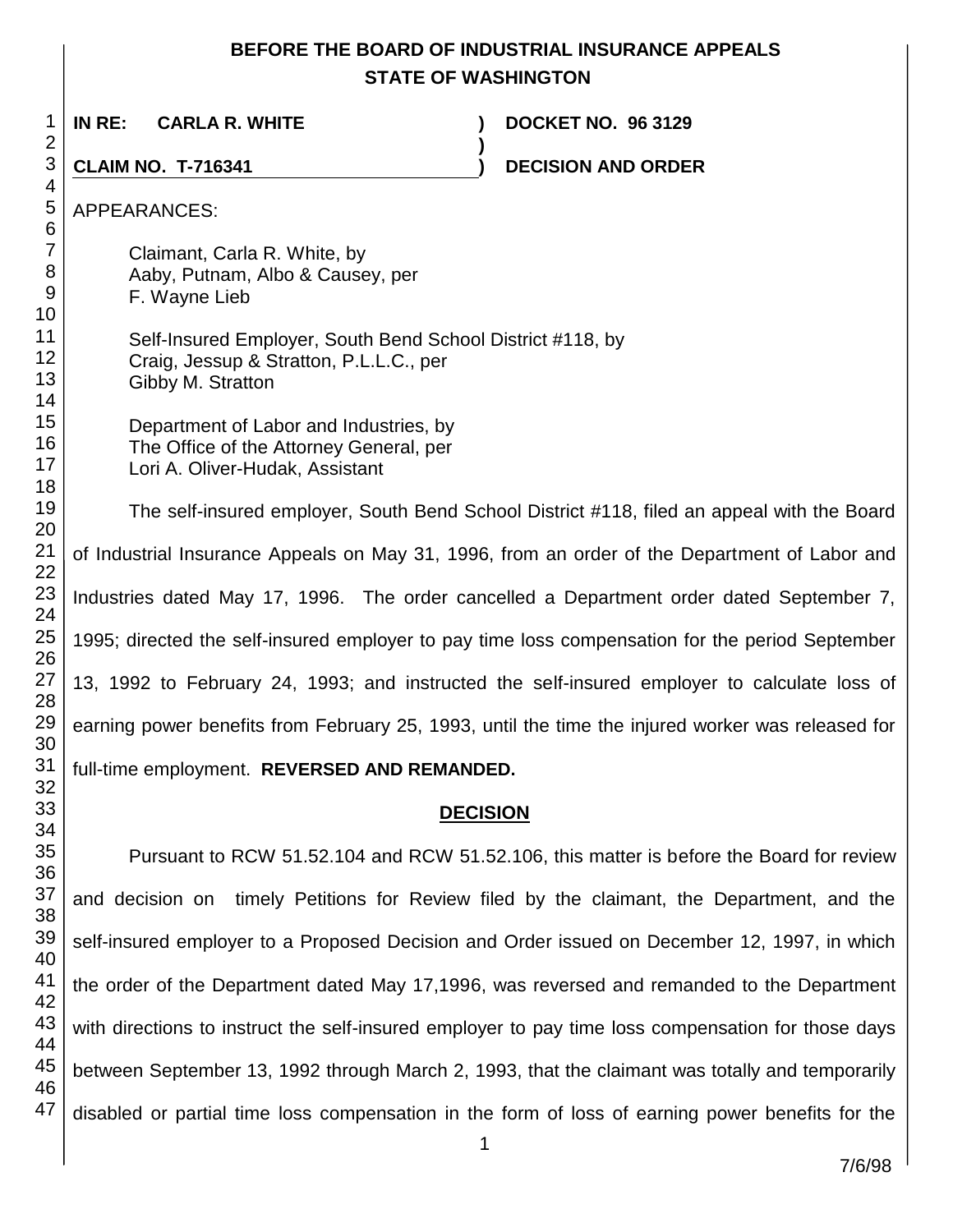# BEFORE THE BOARD OF INDUSTRIAL INSURANCE APPEALS
## STATE OF WASHINGTON

**IN RE: CARLA R. WHITE** ) **DOCKET NO. 96 3129**

)

**CLAIM NO. T-716341** ) **DECISION AND ORDER**

APPEARANCES:

Claimant, Carla R. White, by
Aaby, Putnam, Albo & Causey, per
F. Wayne Lieb

Self-Insured Employer, South Bend School District #118, by
Craig, Jessup & Stratton, P.L.L.C., per
Gibby M. Stratton

Department of Labor and Industries, by
The Office of the Attorney General, per
Lori A. Oliver-Hudak, Assistant

The self-insured employer, South Bend School District #118, filed an appeal with the Board of Industrial Insurance Appeals on May 31, 1996, from an order of the Department of Labor and Industries dated May 17, 1996. The order cancelled a Department order dated September 7, 1995; directed the self-insured employer to pay time loss compensation for the period September 13, 1992 to February 24, 1993; and instructed the self-insured employer to calculate loss of earning power benefits from February 25, 1993, until the time the injured worker was released for full-time employment. **REVERSED AND REMANDED.**

## DECISION

Pursuant to RCW 51.52.104 and RCW 51.52.106, this matter is before the Board for review and decision on timely Petitions for Review filed by the claimant, the Department, and the self-insured employer to a Proposed Decision and Order issued on December 12, 1997, in which the order of the Department dated May 17,1996, was reversed and remanded to the Department with directions to instruct the self-insured employer to pay time loss compensation for those days between September 13, 1992 through March 2, 1993, that the claimant was totally and temporarily disabled or partial time loss compensation in the form of loss of earning power benefits for the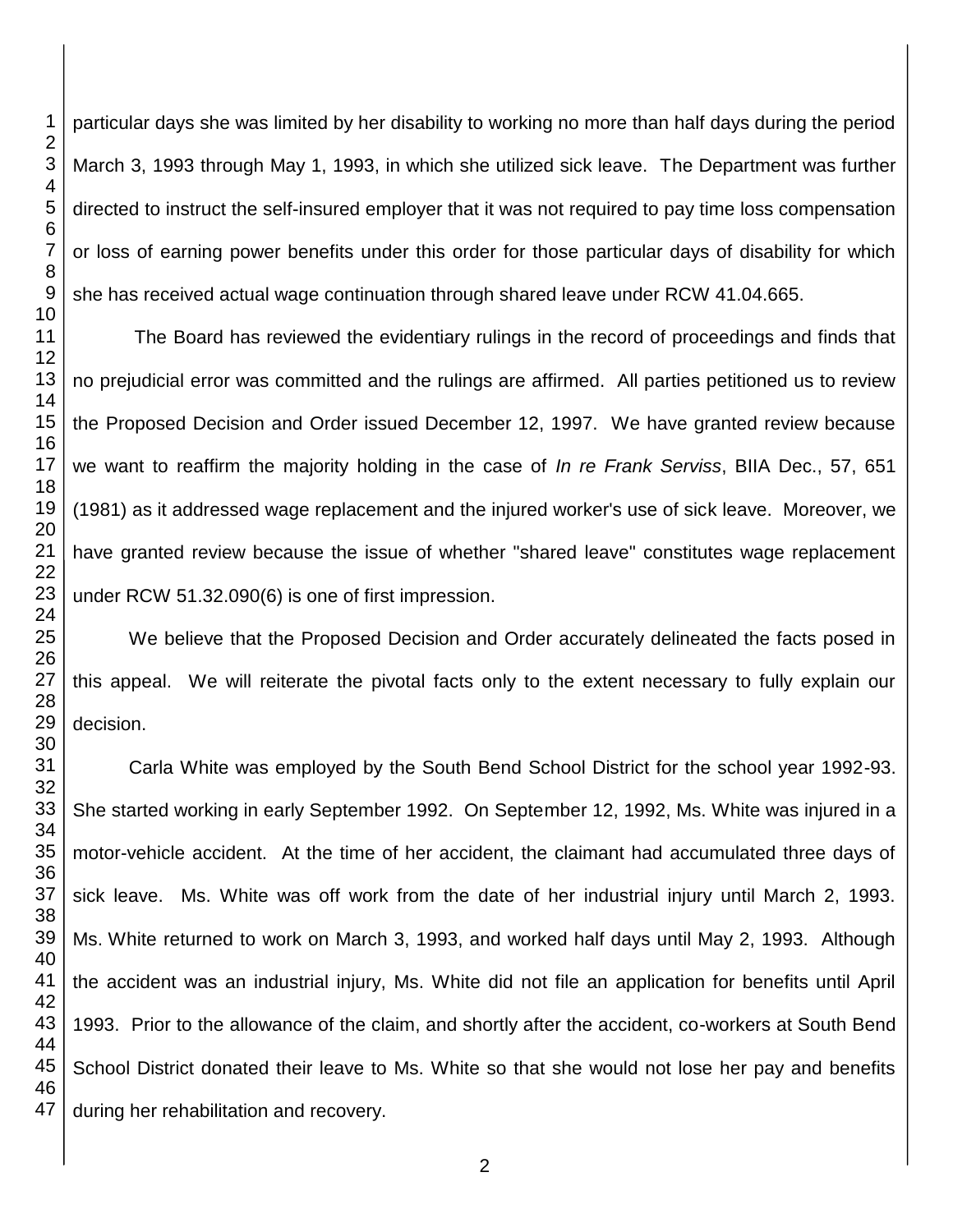particular days she was limited by her disability to working no more than half days during the period March 3, 1993 through May 1, 1993, in which she utilized sick leave. The Department was further directed to instruct the self-insured employer that it was not required to pay time loss compensation or loss of earning power benefits under this order for those particular days of disability for which she has received actual wage continuation through shared leave under RCW 41.04.665.

The Board has reviewed the evidentiary rulings in the record of proceedings and finds that no prejudicial error was committed and the rulings are affirmed. All parties petitioned us to review the Proposed Decision and Order issued December 12, 1997. We have granted review because we want to reaffirm the majority holding in the case of *In re Frank Serviss*, BIIA Dec., 57, 651 (1981) as it addressed wage replacement and the injured worker's use of sick leave. Moreover, we have granted review because the issue of whether "shared leave" constitutes wage replacement under RCW 51.32.090(6) is one of first impression.

We believe that the Proposed Decision and Order accurately delineated the facts posed in this appeal. We will reiterate the pivotal facts only to the extent necessary to fully explain our decision.

Carla White was employed by the South Bend School District for the school year 1992-93. She started working in early September 1992. On September 12, 1992, Ms. White was injured in a motor-vehicle accident. At the time of her accident, the claimant had accumulated three days of sick leave. Ms. White was off work from the date of her industrial injury until March 2, 1993. Ms. White returned to work on March 3, 1993, and worked half days until May 2, 1993. Although the accident was an industrial injury, Ms. White did not file an application for benefits until April 1993. Prior to the allowance of the claim, and shortly after the accident, co-workers at South Bend School District donated their leave to Ms. White so that she would not lose her pay and benefits during her rehabilitation and recovery.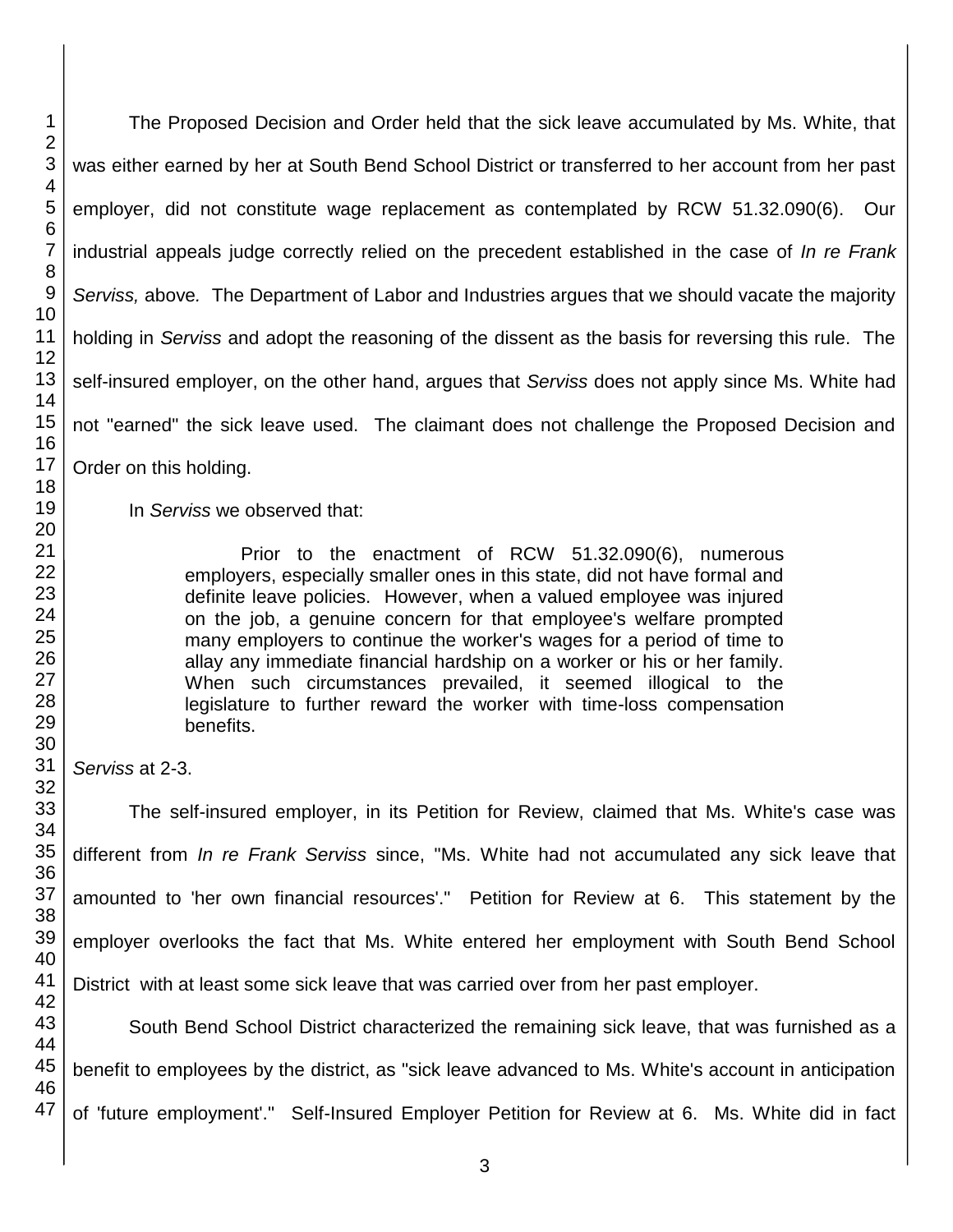The Proposed Decision and Order held that the sick leave accumulated by Ms. White, that was either earned by her at South Bend School District or transferred to her account from her past employer, did not constitute wage replacement as contemplated by RCW 51.32.090(6). Our industrial appeals judge correctly relied on the precedent established in the case of *In re Frank Serviss,* above. The Department of Labor and Industries argues that we should vacate the majority holding in *Serviss* and adopt the reasoning of the dissent as the basis for reversing this rule. The self-insured employer, on the other hand, argues that *Serviss* does not apply since Ms. White had not "earned" the sick leave used. The claimant does not challenge the Proposed Decision and Order on this holding.

In *Serviss* we observed that:

> Prior to the enactment of RCW 51.32.090(6), numerous employers, especially smaller ones in this state, did not have formal and definite leave policies. However, when a valued employee was injured on the job, a genuine concern for that employee's welfare prompted many employers to continue the worker's wages for a period of time to allay any immediate financial hardship on a worker or his or her family. When such circumstances prevailed, it seemed illogical to the legislature to further reward the worker with time-loss compensation benefits.

*Serviss* at 2-3.

The self-insured employer, in its Petition for Review, claimed that Ms. White's case was different from *In re Frank Serviss* since, "Ms. White had not accumulated any sick leave that amounted to 'her own financial resources'." Petition for Review at 6. This statement by the employer overlooks the fact that Ms. White entered her employment with South Bend School District with at least some sick leave that was carried over from her past employer.

South Bend School District characterized the remaining sick leave, that was furnished as a benefit to employees by the district, as "sick leave advanced to Ms. White's account in anticipation of 'future employment'." Self-Insured Employer Petition for Review at 6. Ms. White did in fact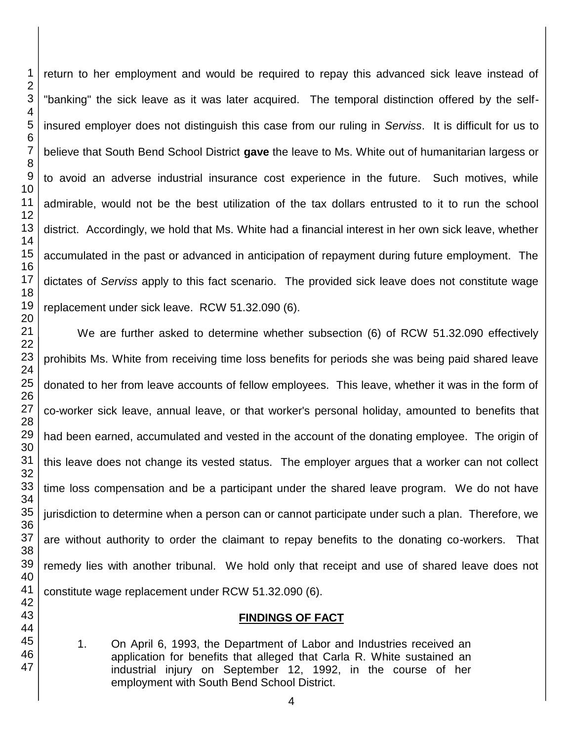return to her employment and would be required to repay this advanced sick leave instead of "banking" the sick leave as it was later acquired. The temporal distinction offered by the self-insured employer does not distinguish this case from our ruling in *Serviss*. It is difficult for us to believe that South Bend School District **gave** the leave to Ms. White out of humanitarian largess or to avoid an adverse industrial insurance cost experience in the future. Such motives, while admirable, would not be the best utilization of the tax dollars entrusted to it to run the school district. Accordingly, we hold that Ms. White had a financial interest in her own sick leave, whether accumulated in the past or advanced in anticipation of repayment during future employment. The dictates of *Serviss* apply to this fact scenario. The provided sick leave does not constitute wage replacement under sick leave. RCW 51.32.090 (6).

We are further asked to determine whether subsection (6) of RCW 51.32.090 effectively prohibits Ms. White from receiving time loss benefits for periods she was being paid shared leave donated to her from leave accounts of fellow employees. This leave, whether it was in the form of co-worker sick leave, annual leave, or that worker's personal holiday, amounted to benefits that had been earned, accumulated and vested in the account of the donating employee. The origin of this leave does not change its vested status. The employer argues that a worker can not collect time loss compensation and be a participant under the shared leave program. We do not have jurisdiction to determine when a person can or cannot participate under such a plan. Therefore, we are without authority to order the claimant to repay benefits to the donating co-workers. That remedy lies with another tribunal. We hold only that receipt and use of shared leave does not constitute wage replacement under RCW 51.32.090 (6).

## FINDINGS OF FACT

1. On April 6, 1993, the Department of Labor and Industries received an application for benefits that alleged that Carla R. White sustained an industrial injury on September 12, 1992, in the course of her employment with South Bend School District.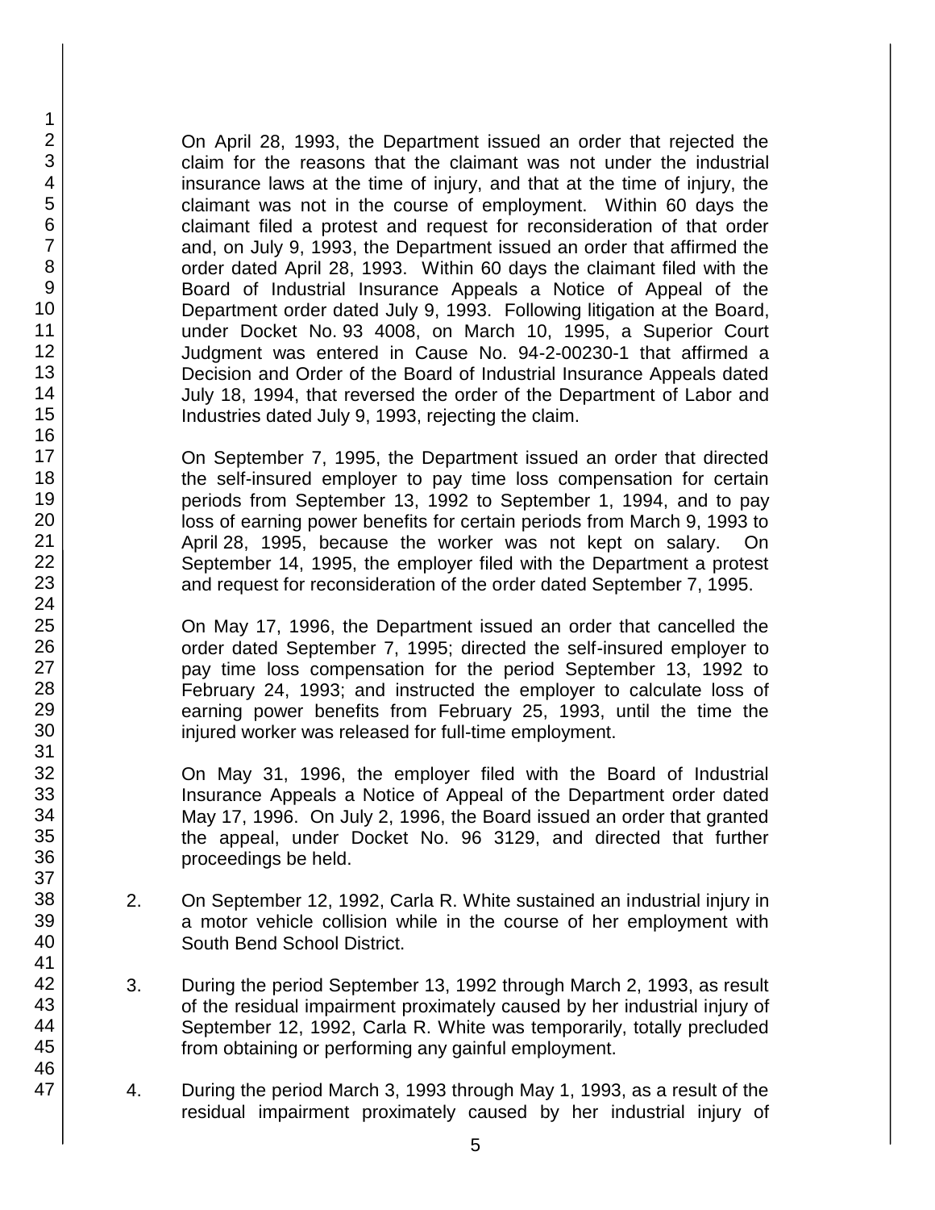On April 28, 1993, the Department issued an order that rejected the claim for the reasons that the claimant was not under the industrial insurance laws at the time of injury, and that at the time of injury, the claimant was not in the course of employment. Within 60 days the claimant filed a protest and request for reconsideration of that order and, on July 9, 1993, the Department issued an order that affirmed the order dated April 28, 1993. Within 60 days the claimant filed with the Board of Industrial Insurance Appeals a Notice of Appeal of the Department order dated July 9, 1993. Following litigation at the Board, under Docket No. 93 4008, on March 10, 1995, a Superior Court Judgment was entered in Cause No. 94-2-00230-1 that affirmed a Decision and Order of the Board of Industrial Insurance Appeals dated July 18, 1994, that reversed the order of the Department of Labor and Industries dated July 9, 1993, rejecting the claim.

On September 7, 1995, the Department issued an order that directed the self-insured employer to pay time loss compensation for certain periods from September 13, 1992 to September 1, 1994, and to pay loss of earning power benefits for certain periods from March 9, 1993 to April 28, 1995, because the worker was not kept on salary. On September 14, 1995, the employer filed with the Department a protest and request for reconsideration of the order dated September 7, 1995.

On May 17, 1996, the Department issued an order that cancelled the order dated September 7, 1995; directed the self-insured employer to pay time loss compensation for the period September 13, 1992 to February 24, 1993; and instructed the employer to calculate loss of earning power benefits from February 25, 1993, until the time the injured worker was released for full-time employment.

On May 31, 1996, the employer filed with the Board of Industrial Insurance Appeals a Notice of Appeal of the Department order dated May 17, 1996. On July 2, 1996, the Board issued an order that granted the appeal, under Docket No. 96 3129, and directed that further proceedings be held.

2. On September 12, 1992, Carla R. White sustained an industrial injury in a motor vehicle collision while in the course of her employment with South Bend School District.

3. During the period September 13, 1992 through March 2, 1993, as result of the residual impairment proximately caused by her industrial injury of September 12, 1992, Carla R. White was temporarily, totally precluded from obtaining or performing any gainful employment.

4. During the period March 3, 1993 through May 1, 1993, as a result of the residual impairment proximately caused by her industrial injury of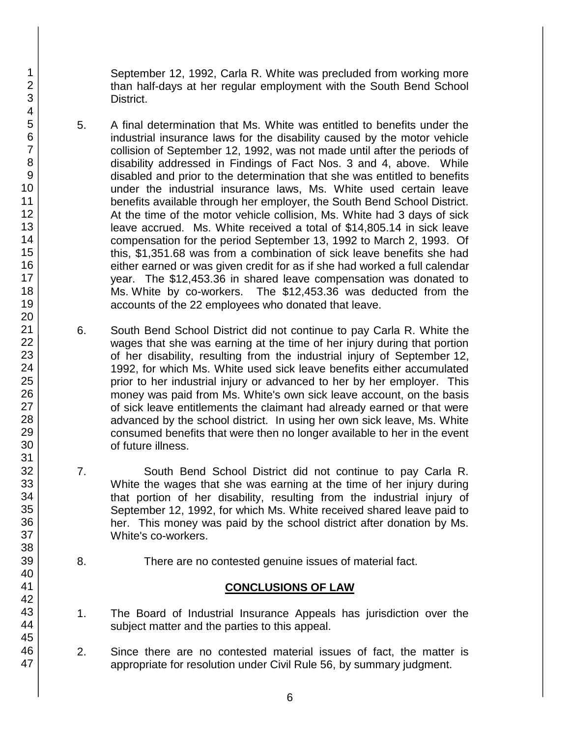September 12, 1992, Carla R. White was precluded from working more than half-days at her regular employment with the South Bend School District.

5. A final determination that Ms. White was entitled to benefits under the industrial insurance laws for the disability caused by the motor vehicle collision of September 12, 1992, was not made until after the periods of disability addressed in Findings of Fact Nos. 3 and 4, above. While disabled and prior to the determination that she was entitled to benefits under the industrial insurance laws, Ms. White used certain leave benefits available through her employer, the South Bend School District. At the time of the motor vehicle collision, Ms. White had 3 days of sick leave accrued. Ms. White received a total of $14,805.14 in sick leave compensation for the period September 13, 1992 to March 2, 1993. Of this, $1,351.68 was from a combination of sick leave benefits she had either earned or was given credit for as if she had worked a full calendar year. The $12,453.36 in shared leave compensation was donated to Ms. White by co-workers. The $12,453.36 was deducted from the accounts of the 22 employees who donated that leave.

6. South Bend School District did not continue to pay Carla R. White the wages that she was earning at the time of her injury during that portion of her disability, resulting from the industrial injury of September 12, 1992, for which Ms. White used sick leave benefits either accumulated prior to her industrial injury or advanced to her by her employer. This money was paid from Ms. White's own sick leave account, on the basis of sick leave entitlements the claimant had already earned or that were advanced by the school district. In using her own sick leave, Ms. White consumed benefits that were then no longer available to her in the event of future illness.

7. South Bend School District did not continue to pay Carla R. White the wages that she was earning at the time of her injury during that portion of her disability, resulting from the industrial injury of September 12, 1992, for which Ms. White received shared leave paid to her. This money was paid by the school district after donation by Ms. White's co-workers.

8. There are no contested genuine issues of material fact.

## CONCLUSIONS OF LAW

1. The Board of Industrial Insurance Appeals has jurisdiction over the subject matter and the parties to this appeal.

2. Since there are no contested material issues of fact, the matter is appropriate for resolution under Civil Rule 56, by summary judgment.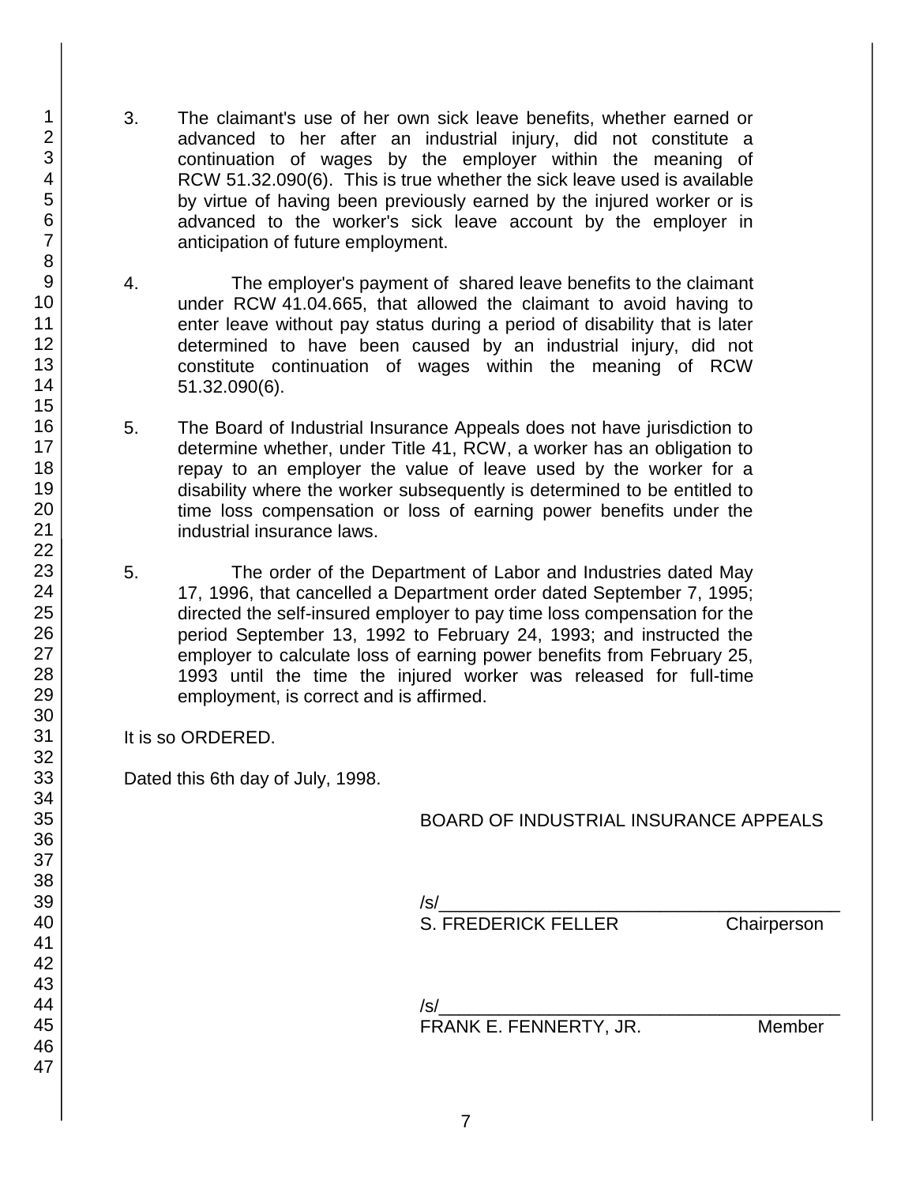3. The claimant's use of her own sick leave benefits, whether earned or advanced to her after an industrial injury, did not constitute a continuation of wages by the employer within the meaning of RCW 51.32.090(6). This is true whether the sick leave used is available by virtue of having been previously earned by the injured worker or is advanced to the worker's sick leave account by the employer in anticipation of future employment.

4. The employer's payment of shared leave benefits to the claimant under RCW 41.04.665, that allowed the claimant to avoid having to enter leave without pay status during a period of disability that is later determined to have been caused by an industrial injury, did not constitute continuation of wages within the meaning of RCW 51.32.090(6).

5. The Board of Industrial Insurance Appeals does not have jurisdiction to determine whether, under Title 41, RCW, a worker has an obligation to repay to an employer the value of leave used by the worker for a disability where the worker subsequently is determined to be entitled to time loss compensation or loss of earning power benefits under the industrial insurance laws.

5. The order of the Department of Labor and Industries dated May 17, 1996, that cancelled a Department order dated September 7, 1995; directed the self-insured employer to pay time loss compensation for the period September 13, 1992 to February 24, 1993; and instructed the employer to calculate loss of earning power benefits from February 25, 1993 until the time the injured worker was released for full-time employment, is correct and is affirmed.

It is so ORDERED.

Dated this 6th day of July, 1998.

BOARD OF INDUSTRIAL INSURANCE APPEALS

/s/\_\_\_\_\_\_\_\_\_\_\_\_\_\_\_\_\_\_\_\_\_\_\_\_\_\_\_\_\_\_\_\_\_\_\_\_\_\_\_\_
S. FREDERICK FELLER Chairperson

/s/\_\_\_\_\_\_\_\_\_\_\_\_\_\_\_\_\_\_\_\_\_\_\_\_\_\_\_\_\_\_\_\_\_\_\_\_\_\_\_\_
FRANK E. FENNERTY, JR. Member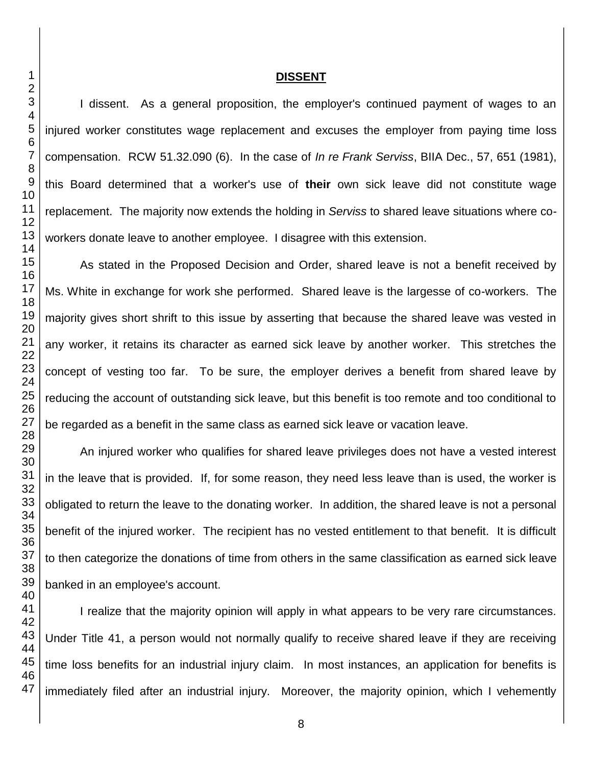**DISSENT**

I dissent. As a general proposition, the employer's continued payment of wages to an injured worker constitutes wage replacement and excuses the employer from paying time loss compensation. RCW 51.32.090 (6). In the case of *In re Frank Serviss*, BIIA Dec., 57, 651 (1981), this Board determined that a worker's use of **their** own sick leave did not constitute wage replacement. The majority now extends the holding in *Serviss* to shared leave situations where co-workers donate leave to another employee. I disagree with this extension.

As stated in the Proposed Decision and Order, shared leave is not a benefit received by Ms. White in exchange for work she performed. Shared leave is the largesse of co-workers. The majority gives short shrift to this issue by asserting that because the shared leave was vested in any worker, it retains its character as earned sick leave by another worker. This stretches the concept of vesting too far. To be sure, the employer derives a benefit from shared leave by reducing the account of outstanding sick leave, but this benefit is too remote and too conditional to be regarded as a benefit in the same class as earned sick leave or vacation leave.

An injured worker who qualifies for shared leave privileges does not have a vested interest in the leave that is provided. If, for some reason, they need less leave than is used, the worker is obligated to return the leave to the donating worker. In addition, the shared leave is not a personal benefit of the injured worker. The recipient has no vested entitlement to that benefit. It is difficult to then categorize the donations of time from others in the same classification as earned sick leave banked in an employee's account.

I realize that the majority opinion will apply in what appears to be very rare circumstances. Under Title 41, a person would not normally qualify to receive shared leave if they are receiving time loss benefits for an industrial injury claim. In most instances, an application for benefits is immediately filed after an industrial injury. Moreover, the majority opinion, which I vehemently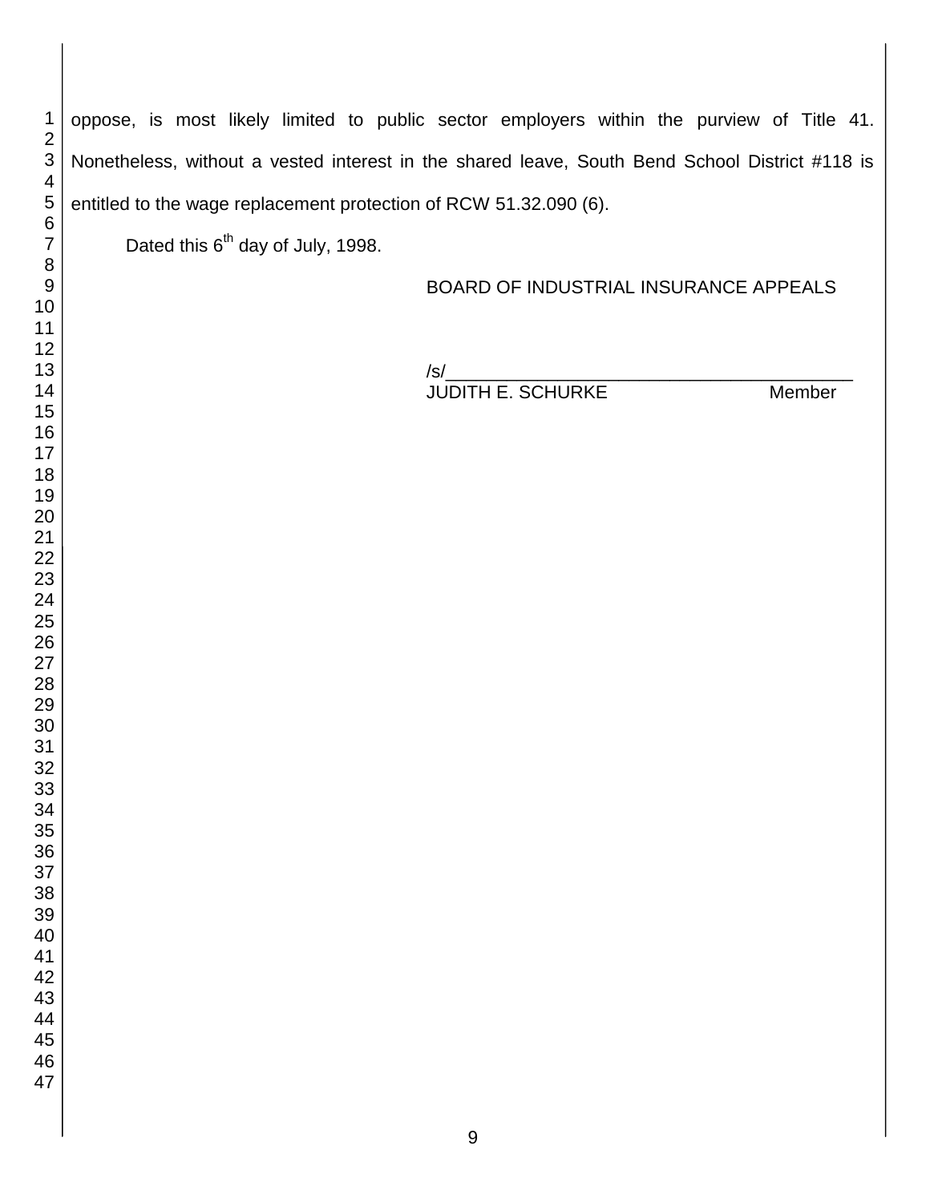oppose, is most likely limited to public sector employers within the purview of Title 41. Nonetheless, without a vested interest in the shared leave, South Bend School District #118 is entitled to the wage replacement protection of RCW 51.32.090 (6).

Dated this 6th day of July, 1998.

BOARD OF INDUSTRIAL INSURANCE APPEALS

/s/________________________________________
JUDITH E. SCHURKE Member